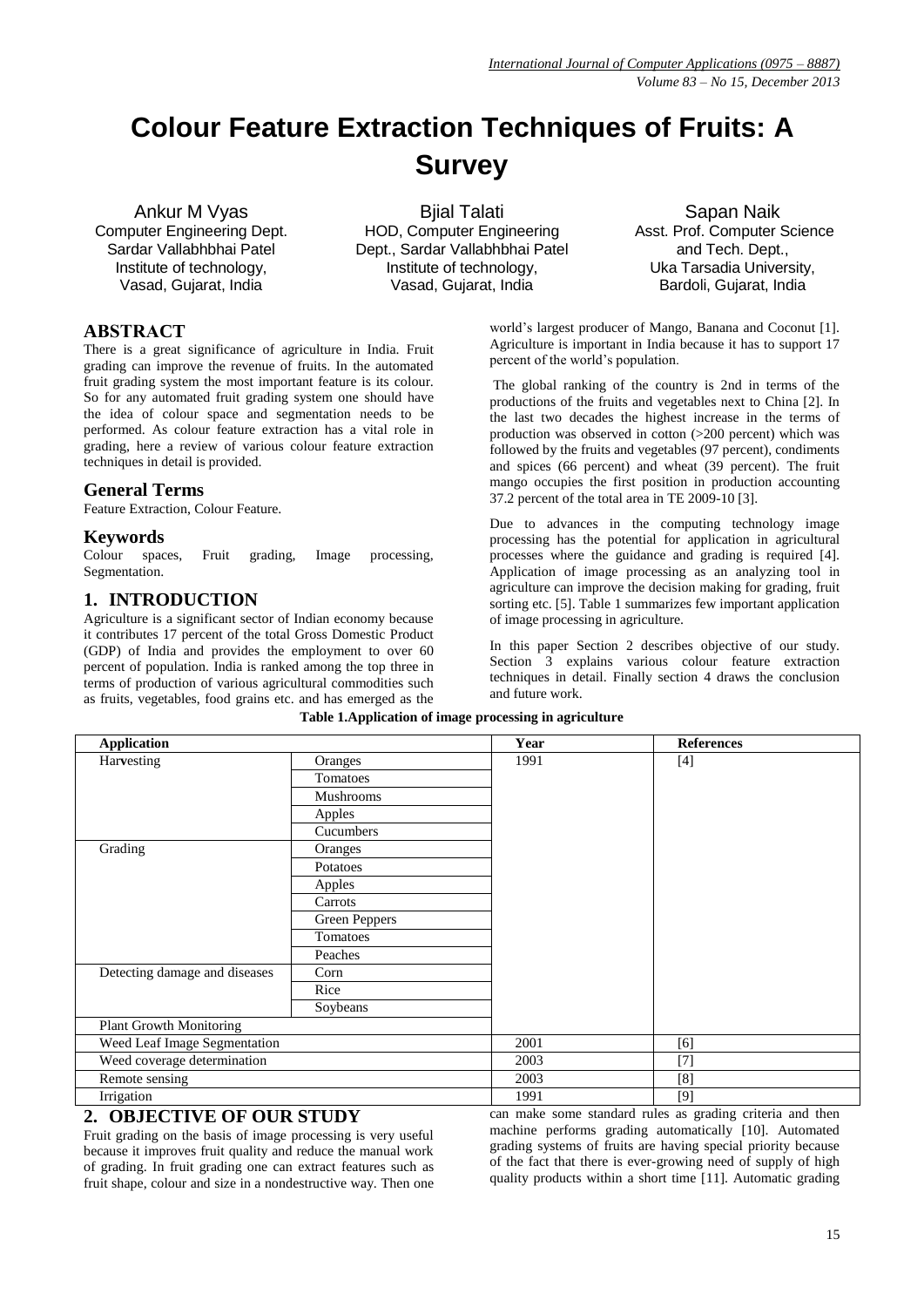# Colour Feature Extraction Techniques of Fruits: A Survey

Ankur M Vyas
Computer Engineering Dept.
Sardar Vallabhbhai Patel Institute of technology,
Vasad, Gujarat, India

Bjial Talati
HOD, Computer Engineering Dept., Sardar Vallabhbhai Patel Institute of technology,
Vasad, Gujarat, India

Sapan Naik
Asst. Prof. Computer Science and Tech. Dept.,
Uka Tarsadia University,
Bardoli, Gujarat, India

## ABSTRACT

There is a great significance of agriculture in India. Fruit grading can improve the revenue of fruits. In the automated fruit grading system the most important feature is its colour. So for any automated fruit grading system one should have the idea of colour space and segmentation needs to be performed. As colour feature extraction has a vital role in grading, here a review of various colour feature extraction techniques in detail is provided.

### General Terms

Feature Extraction, Colour Feature.

### Keywords

Colour spaces, Fruit grading, Image processing, Segmentation.

## 1. INTRODUCTION

Agriculture is a significant sector of Indian economy because it contributes 17 percent of the total Gross Domestic Product (GDP) of India and provides the employment to over 60 percent of population. India is ranked among the top three in terms of production of various agricultural commodities such as fruits, vegetables, food grains etc. and has emerged as the world's largest producer of Mango, Banana and Coconut [1]. Agriculture is important in India because it has to support 17 percent of the world's population.

The global ranking of the country is 2nd in terms of the productions of the fruits and vegetables next to China [2]. In the last two decades the highest increase in the terms of production was observed in cotton (>200 percent) which was followed by the fruits and vegetables (97 percent), condiments and spices (66 percent) and wheat (39 percent). The fruit mango occupies the first position in production accounting 37.2 percent of the total area in TE 2009-10 [3].

Due to advances in the computing technology image processing has the potential for application in agricultural processes where the guidance and grading is required [4]. Application of image processing as an analyzing tool in agriculture can improve the decision making for grading, fruit sorting etc. [5]. Table 1 summarizes few important application of image processing in agriculture.

In this paper Section 2 describes objective of our study. Section 3 explains various colour feature extraction techniques in detail. Finally section 4 draws the conclusion and future work.

**Table 1.Application of image processing in agriculture**

| Application | | Year | References |
|---|---|---|---|
| Harvesting | Oranges | 1991 | [4] |
| | Tomatoes | | |
| | Mushrooms | | |
| | Apples | | |
| | Cucumbers | | |
| Grading | Oranges | | |
| | Potatoes | | |
| | Apples | | |
| | Carrots | | |
| | Green Peppers | | |
| | Tomatoes | | |
| | Peaches | | |
| Detecting damage and diseases | Corn | | |
| | Rice | | |
| | Soybeans | | |
| Plant Growth Monitoring | | | |
| Weed Leaf Image Segmentation | | 2001 | [6] |
| Weed coverage determination | | 2003 | [7] |
| Remote sensing | | 2003 | [8] |
| Irrigation | | 1991 | [9] |

## 2. OBJECTIVE OF OUR STUDY

Fruit grading on the basis of image processing is very useful because it improves fruit quality and reduce the manual work of grading. In fruit grading one can extract features such as fruit shape, colour and size in a nondestructive way. Then one can make some standard rules as grading criteria and then machine performs grading automatically [10]. Automated grading systems of fruits are having special priority because of the fact that there is ever-growing need of supply of high quality products within a short time [11]. Automatic grading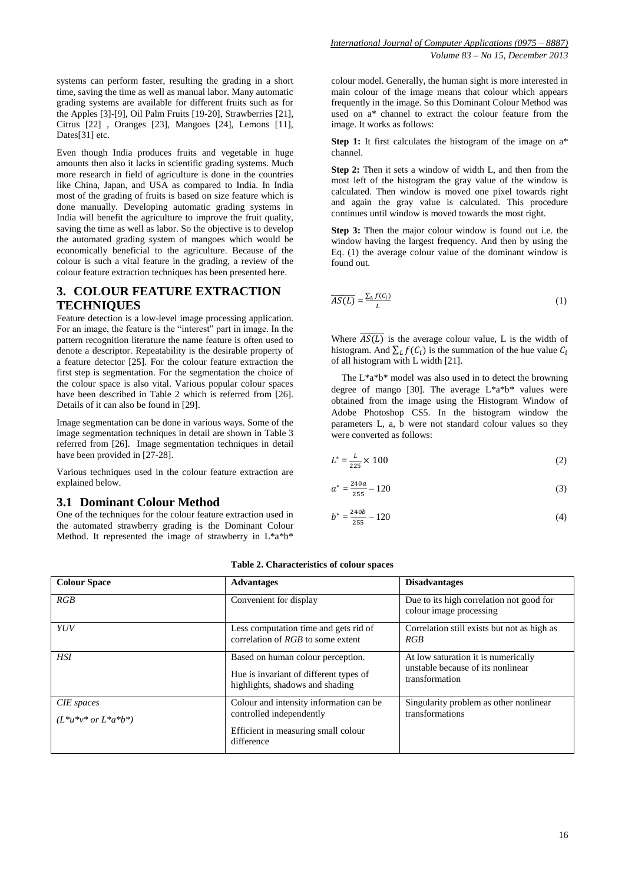systems can perform faster, resulting the grading in a short time, saving the time as well as manual labor. Many automatic grading systems are available for different fruits such as for the Apples [3]-[9], Oil Palm Fruits [19-20], Strawberries [21], Citrus [22] , Oranges [23], Mangoes [24], Lemons [11], Dates[31] etc.

Even though India produces fruits and vegetable in huge amounts then also it lacks in scientific grading systems. Much more research in field of agriculture is done in the countries like China, Japan, and USA as compared to India. In India most of the grading of fruits is based on size feature which is done manually. Developing automatic grading systems in India will benefit the agriculture to improve the fruit quality, saving the time as well as labor. So the objective is to develop the automated grading system of mangoes which would be economically beneficial to the agriculture. Because of the colour is such a vital feature in the grading, a review of the colour feature extraction techniques has been presented here.

## 3. COLOUR FEATURE EXTRACTION TECHNIQUES

Feature detection is a low-level image processing application. For an image, the feature is the "interest" part in image. In the pattern recognition literature the name feature is often used to denote a descriptor. Repeatability is the desirable property of a feature detector [25]. For the colour feature extraction the first step is segmentation. For the segmentation the choice of the colour space is also vital. Various popular colour spaces have been described in Table 2 which is referred from [26]. Details of it can also be found in [29].

Image segmentation can be done in various ways. Some of the image segmentation techniques in detail are shown in Table 3 referred from [26]. Image segmentation techniques in detail have been provided in [27-28].

Various techniques used in the colour feature extraction are explained below.

### 3.1 Dominant Colour Method

One of the techniques for the colour feature extraction used in the automated strawberry grading is the Dominant Colour Method. It represented the image of strawberry in L*a*b* colour model. Generally, the human sight is more interested in main colour of the image means that colour which appears frequently in the image. So this Dominant Colour Method was used on a* channel to extract the colour feature from the image. It works as follows:

**Step 1:** It first calculates the histogram of the image on a* channel.

**Step 2:** Then it sets a window of width L, and then from the most left of the histogram the gray value of the window is calculated. Then window is moved one pixel towards right and again the gray value is calculated. This procedure continues until window is moved towards the most right.

**Step 3:** Then the major colour window is found out i.e. the window having the largest frequency. And then by using the Eq. (1) the average colour value of the dominant window is found out.

$$\overline{AS(L)} = \frac{\sum_L f(C_i)}{L} \tag{1}$$

Where $\overline{AS(L)}$ is the average colour value, L is the width of histogram. And $\sum_L f(C_i)$ is the summation of the hue value $C_i$ of all histogram with L width [21].

The L*a*b* model was also used in to detect the browning degree of mango [30]. The average L*a*b* values were obtained from the image using the Histogram Window of Adobe Photoshop CS5. In the histogram window the parameters L, a, b were not standard colour values so they were converted as follows:

$$L^* = \frac{L}{225} \times 100 \tag{2}$$

$$a^* = \frac{240a}{255} - 120 \tag{3}$$

$$b^* = \frac{240b}{255} - 120 \tag{4}$$

**Table 2. Characteristics of colour spaces**

| Colour Space | Advantages | Disadvantages |
|---|---|---|
| *RGB* | Convenient for display | Due to its high correlation not good for colour image processing |
| *YUV* | Less computation time and gets rid of correlation of *RGB* to some extent | Correlation still exists but not as high as *RGB* |
| *HSI* | Based on human colour perception.<br>Hue is invariant of different types of highlights, shadows and shading | At low saturation it is numerically unstable because of its nonlinear transformation |
| *CIE spaces*<br>*(L*u*v* or L*a*b*)* | Colour and intensity information can be controlled independently<br>Efficient in measuring small colour difference | Singularity problem as other nonlinear transformations |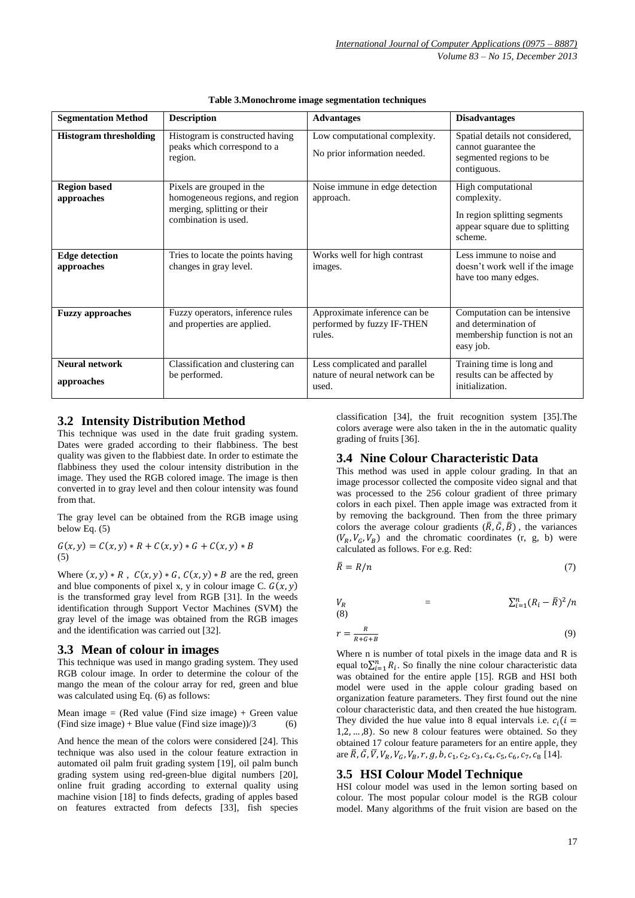**Table 3.Monochrome image segmentation techniques**

| Segmentation Method | Description | Advantages | Disadvantages |
|---|---|---|---|
| **Histogram thresholding** | Histogram is constructed having peaks which correspond to a region. | Low computational complexity. No prior information needed. | Spatial details not considered, cannot guarantee the segmented regions to be contiguous. |
| **Region based approaches** | Pixels are grouped in the homogeneous regions, and region merging, splitting or their combination is used. | Noise immune in edge detection approach. | High computational complexity. In region splitting segments appear square due to splitting scheme. |
| **Edge detection approaches** | Tries to locate the points having changes in gray level. | Works well for high contrast images. | Less immune to noise and doesn't work well if the image have too many edges. |
| **Fuzzy approaches** | Fuzzy operators, inference rules and properties are applied. | Approximate inference can be performed by fuzzy IF-THEN rules. | Computation can be intensive and determination of membership function is not an easy job. |
| **Neural network approaches** | Classification and clustering can be performed. | Less complicated and parallel nature of neural network can be used. | Training time is long and results can be affected by initialization. |

## 3.2 Intensity Distribution Method

This technique was used in the date fruit grading system. Dates were graded according to their flabbiness. The best quality was given to the flabbiest date. In order to estimate the flabbiness they used the colour intensity distribution in the image. They used the RGB colored image. The image is then converted in to gray level and then colour intensity was found from that.

The gray level can be obtained from the RGB image using below Eq. (5)

$$G(x,y) = C(x,y) * R + C(x,y) * G + C(x,y) * B \quad (5)$$

Where $(x,y) * R$ , $C(x,y) * G$, $C(x,y) * B$ are the red, green and blue components of pixel x, y in colour image C. $G(x,y)$ is the transformed gray level from RGB [31]. In the weeds identification through Support Vector Machines (SVM) the gray level of the image was obtained from the RGB images and the identification was carried out [32].

## 3.3 Mean of colour in images

This technique was used in mango grading system. They used RGB colour image. In order to determine the colour of the mango the mean of the colour array for red, green and blue was calculated using Eq. (6) as follows:

Mean image = (Red value (Find size image) + Green value (Find size image) + Blue value (Find size image))/3 (6)

And hence the mean of the colors were considered [24]. This technique was also used in the colour feature extraction in automated oil palm fruit grading system [19], oil palm bunch grading system using red-green-blue digital numbers [20], online fruit grading according to external quality using machine vision [18] to finds defects, grading of apples based on features extracted from defects [33], fish species classification [34], the fruit recognition system [35].The colors average were also taken in the in the automatic quality grading of fruits [36].

## 3.4 Nine Colour Characteristic Data

This method was used in apple colour grading. In that an image processor collected the composite video signal and that was processed to the 256 colour gradient of three primary colors in each pixel. Then apple image was extracted from it by removing the background. Then from the three primary colors the average colour gradients $(\bar{R}, \bar{G}, \bar{B})$ , the variances $(V_R, V_G, V_B)$ and the chromatic coordinates (r, g, b) were calculated as follows. For e.g. Red:

$$\bar{R} = R/n \quad (7)$$

$$V_R = \sum_{i=1}^{n}(R_i - \bar{R})^2/n \quad (8)$$

$$r = \frac{R}{R+G+B} \quad (9)$$

Where n is number of total pixels in the image data and R is equal to $\sum_{i=1}^{n} R_i$. So finally the nine colour characteristic data was obtained for the entire apple [15]. RGB and HSI both model were used in the apple colour grading based on organization feature parameters. They first found out the nine colour characteristic data, and then created the hue histogram. They divided the hue value into 8 equal intervals i.e. $c_i (i = 1,2, \dots ,8)$. So new 8 colour features were obtained. So they obtained 17 colour feature parameters for an entire apple, they are $\bar{R}, \bar{G}, \bar{V}, V_R, V_G, V_B, r, g, b, c_1, c_2, c_3, c_4, c_5, c_6, c_7, c_8$ [14].

## 3.5 HSI Colour Model Technique

HSI colour model was used in the lemon sorting based on colour. The most popular colour model is the RGB colour model. Many algorithms of the fruit vision are based on the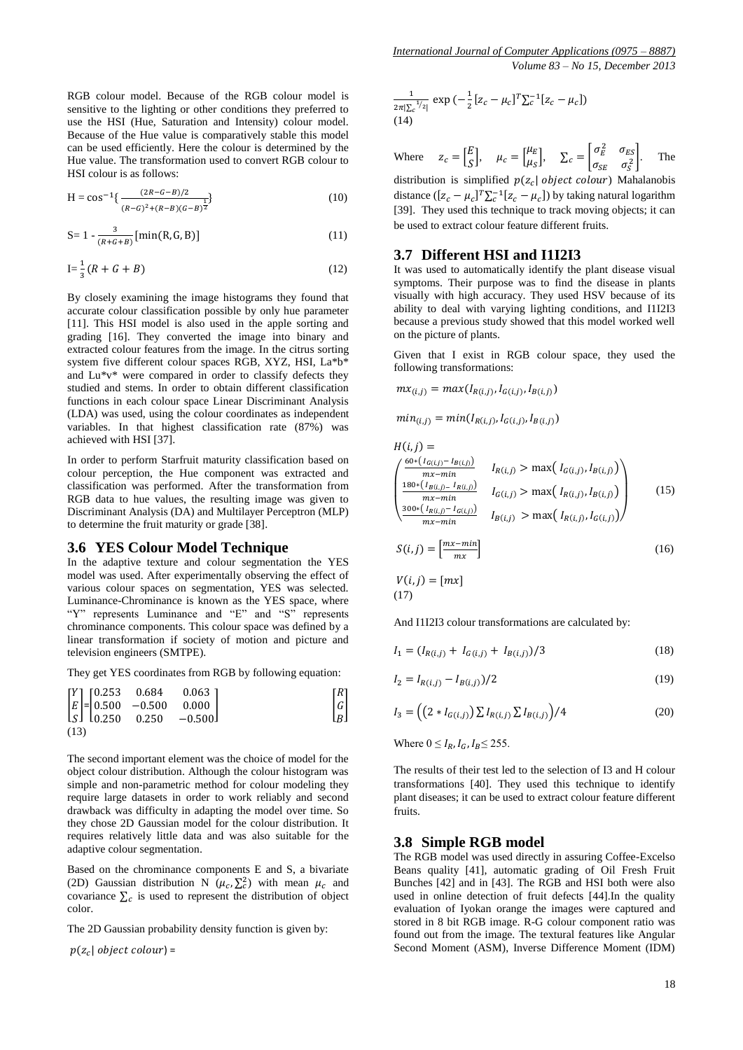RGB colour model. Because of the RGB colour model is sensitive to the lighting or other conditions they preferred to use the HSI (Hue, Saturation and Intensity) colour model. Because of the Hue value is comparatively stable this model can be used efficiently. Here the colour is determined by the Hue value. The transformation used to convert RGB colour to HSI colour is as follows:

$$H = \cos^{-1}\{ \frac{(2R-G-B)/2}{(R-G)^2+(R-B)(G-B)^{\frac{1}{2}}}\} \quad (10)$$

$$S = 1 - \frac{3}{(R+G+B)}[\min(R, G, B)] \quad (11)$$

$$I = \frac{1}{3}(R + G + B) \quad (12)$$

By closely examining the image histograms they found that accurate colour classification possible by only hue parameter [11]. This HSI model is also used in the apple sorting and grading [16]. They converted the image into binary and extracted colour features from the image. In the citrus sorting system five different colour spaces RGB, XYZ, HSI, La*b* and Lu*v* were compared in order to classify defects they studied and stems. In order to obtain different classification functions in each colour space Linear Discriminant Analysis (LDA) was used, using the colour coordinates as independent variables. In that highest classification rate (87%) was achieved with HSI [37].

In order to perform Starfruit maturity classification based on colour perception, the Hue component was extracted and classification was performed. After the transformation from RGB data to hue values, the resulting image was given to Discriminant Analysis (DA) and Multilayer Perceptron (MLP) to determine the fruit maturity or grade [38].

## 3.6 YES Colour Model Technique

In the adaptive texture and colour segmentation the YES model was used. After experimentally observing the effect of various colour spaces on segmentation, YES was selected. Luminance-Chrominance is known as the YES space, where "Y" represents Luminance and "E" and "S" represents chrominance components. This colour space was defined by a linear transformation if society of motion and picture and television engineers (SMTPE).

They get YES coordinates from RGB by following equation:

$$\begin{bmatrix} Y \\ E \\ S \end{bmatrix} = \begin{bmatrix} 0.253 & 0.684 & 0.063 \\ 0.500 & -0.500 & 0.000 \\ 0.250 & 0.250 & -0.500 \end{bmatrix} \begin{bmatrix} R \\ G \\ B \end{bmatrix} \quad (13)$$

The second important element was the choice of model for the object colour distribution. Although the colour histogram was simple and non-parametric method for colour modeling they require large datasets in order to work reliably and second drawback was difficulty in adapting the model over time. So they chose 2D Gaussian model for the colour distribution. It requires relatively little data and was also suitable for the adaptive colour segmentation.

Based on the chrominance components E and S, a bivariate (2D) Gaussian distribution N $(\mu_c, \sum_c^2)$ with mean $\mu_c$ and covariance $\sum_c$ is used to represent the distribution of object color.

The 2D Gaussian probability density function is given by:

$$p(z_c|\, object\ colour) = \frac{1}{2\pi|\sum_c{}^{1/2}|} \exp\left(-\frac{1}{2}[z_c - \mu_c]^T \textstyle\sum_c^{-1}[z_c - \mu_c]\right) \quad (14)$$

Where $z_c = \begin{bmatrix} E \\ S \end{bmatrix}$, $\mu_c = \begin{bmatrix} \mu_E \\ \mu_S \end{bmatrix}$, $\sum_c = \begin{bmatrix} \sigma_E^2 & \sigma_{ES} \\ \sigma_{SE} & \sigma_S^2 \end{bmatrix}$. The distribution is simplified $p(z_c|\, object\ colour)$ Mahalanobis distance ($[z_c - \mu_c]^T \sum_c^{-1}[z_c - \mu_c]$) by taking natural logarithm [39]. They used this technique to track moving objects; it can be used to extract colour feature different fruits.

## 3.7 Different HSI and I1I2I3

It was used to automatically identify the plant disease visual symptoms. Their purpose was to find the disease in plants visually with high accuracy. They used HSV because of its ability to deal with varying lighting conditions, and I1I2I3 because a previous study showed that this model worked well on the picture of plants.

Given that I exist in RGB colour space, they used the following transformations:

$$mx_{(i,j)} = max(I_{R(i,j)}, I_{G(i,j)}, I_{B(i,j)})$$

$$min_{(i,j)} = min(I_{R(i,j)}, I_{G(i,j)}, I_{B(i,j)})$$

$$H(i,j) = \begin{pmatrix} \frac{60*(I_{G(i,j)} - I_{B(i,j)})}{mx-min} & I_{R(i,j)} > \max(I_{G(i,j)}, I_{B(i,j)}) \\ \frac{180*(I_{B(i,j)} - I_{R(i,j)})}{mx-min} & I_{G(i,j)} > \max(I_{R(i,j)}, I_{B(i,j)}) \\ \frac{300*(I_{R(i,j)} - I_{G(i,j)})}{mx-min} & I_{B(i,j)} > \max(I_{R(i,j)}, I_{G(i,j)}) \end{pmatrix} \quad (15)$$

$$S(i,j) = \left[\frac{mx-min}{mx}\right] \quad (16)$$

$$V(i,j) = [mx] \quad (17)$$

And I1I2I3 colour transformations are calculated by:

$$I_1 = (I_{R(i,j)} + I_{G(i,j)} + I_{B(i,j)})/3 \quad (18)$$

$$I_2 = I_{R(i,j)} - I_{B(i,j)})/2 \quad (19)$$

$$I_3 = \left((2 * I_{G(i,j)}) \sum I_{R(i,j)} \sum I_{B(i,j)}\right)/4 \quad (20)$$

Where $0 \leq I_R, I_G, I_B \leq 255$.

The results of their test led to the selection of I3 and H colour transformations [40]. They used this technique to identify plant diseases; it can be used to extract colour feature different fruits.

## 3.8 Simple RGB model

The RGB model was used directly in assuring Coffee-Excelso Beans quality [41], automatic grading of Oil Fresh Fruit Bunches [42] and in [43]. The RGB and HSI both were also used in online detection of fruit defects [44].In the quality evaluation of Iyokan orange the images were captured and stored in 8 bit RGB image. R-G colour component ratio was found out from the image. The textural features like Angular Second Moment (ASM), Inverse Difference Moment (IDM)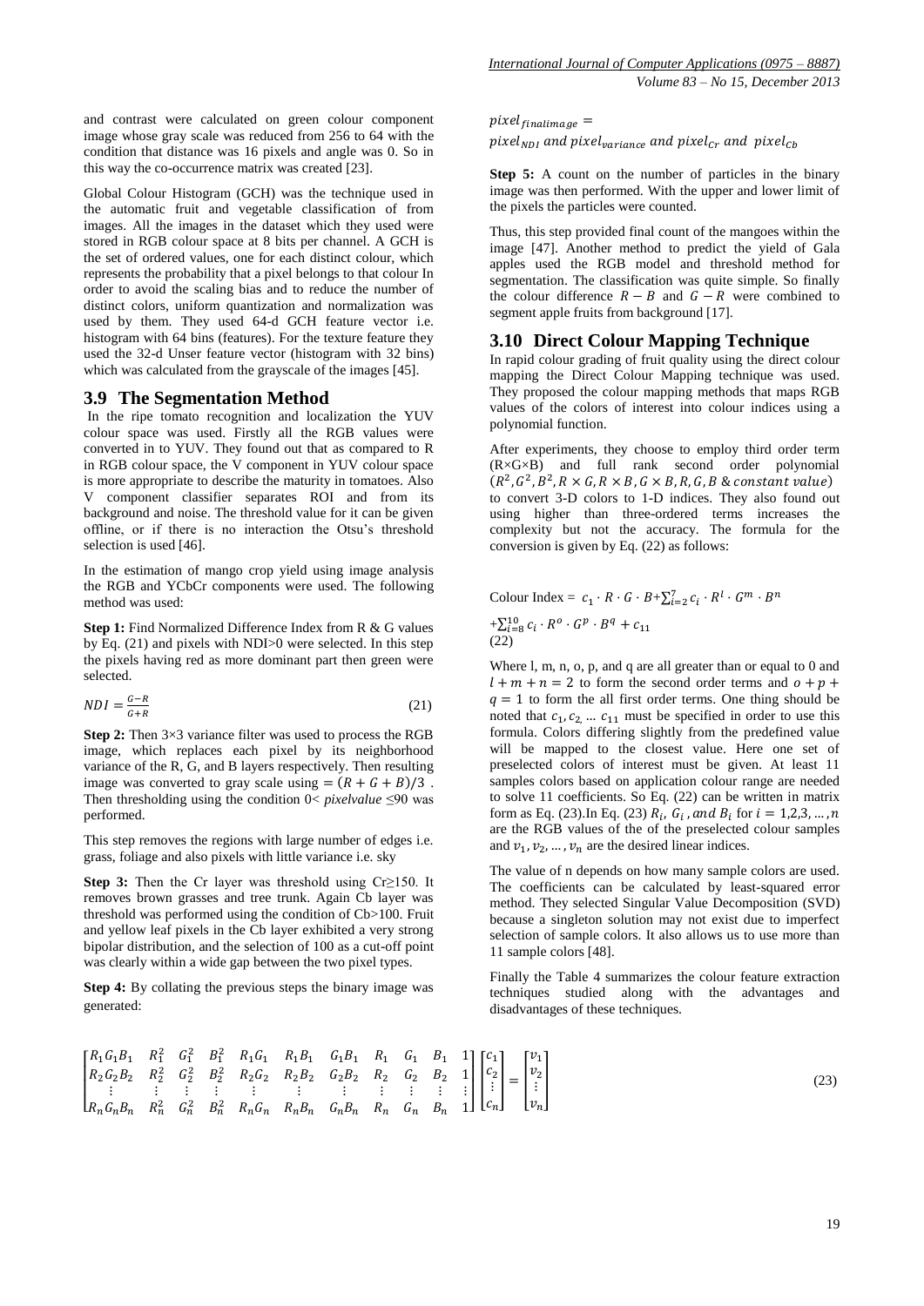and contrast were calculated on green colour component image whose gray scale was reduced from 256 to 64 with the condition that distance was 16 pixels and angle was 0. So in this way the co-occurrence matrix was created [23].

Global Colour Histogram (GCH) was the technique used in the automatic fruit and vegetable classification of from images. All the images in the dataset which they used were stored in RGB colour space at 8 bits per channel. A GCH is the set of ordered values, one for each distinct colour, which represents the probability that a pixel belongs to that colour In order to avoid the scaling bias and to reduce the number of distinct colors, uniform quantization and normalization was used by them. They used 64-d GCH feature vector i.e. histogram with 64 bins (features). For the texture feature they used the 32-d Unser feature vector (histogram with 32 bins) which was calculated from the grayscale of the images [45].

## 3.9 The Segmentation Method

In the ripe tomato recognition and localization the YUV colour space was used. Firstly all the RGB values were converted in to YUV. They found out that as compared to R in RGB colour space, the V component in YUV colour space is more appropriate to describe the maturity in tomatoes. Also V component classifier separates ROI and from its background and noise. The threshold value for it can be given offline, or if there is no interaction the Otsu's threshold selection is used [46].

In the estimation of mango crop yield using image analysis the RGB and YCbCr components were used. The following method was used:

**Step 1:** Find Normalized Difference Index from R & G values by Eq. (21) and pixels with NDI>0 were selected. In this step the pixels having red as more dominant part then green were selected.

$$NDI = \frac{G-R}{G+R} \tag{21}$$

**Step 2:** Then 3×3 variance filter was used to process the RGB image, which replaces each pixel by its neighborhood variance of the R, G, and B layers respectively. Then resulting image was converted to gray scale using $= (R+G+B)/3$ . Then thresholding using the condition 0< *pixelvalue* ≤90 was performed.

This step removes the regions with large number of edges i.e. grass, foliage and also pixels with little variance i.e. sky

**Step 3:** Then the Cr layer was threshold using Cr≥150. It removes brown grasses and tree trunk. Again Cb layer was threshold was performed using the condition of Cb>100. Fruit and yellow leaf pixels in the Cb layer exhibited a very strong bipolar distribution, and the selection of 100 as a cut-off point was clearly within a wide gap between the two pixel types.

**Step 4:** By collating the previous steps the binary image was generated:

$$pixel_{finalimage} = pixel_{NDI} \text{ and } pixel_{variance} \text{ and } pixel_{Cr} \text{ and } pixel_{Cb}$$

**Step 5:** A count on the number of particles in the binary image was then performed. With the upper and lower limit of the pixels the particles were counted.

Thus, this step provided final count of the mangoes within the image [47]. Another method to predict the yield of Gala apples used the RGB model and threshold method for segmentation. The classification was quite simple. So finally the colour difference $R-B$ and $G-R$ were combined to segment apple fruits from background [17].

## 3.10 Direct Colour Mapping Technique

In rapid colour grading of fruit quality using the direct colour mapping the Direct Colour Mapping technique was used. They proposed the colour mapping methods that maps RGB values of the colors of interest into colour indices using a polynomial function.

After experiments, they choose to employ third order term (R×G×B) and full rank second order polynomial $(R^2, G^2, B^2, R\times G, R\times B, G\times B, R, G, B \; \& \; constant\ value)$ to convert 3-D colors to 1-D indices. They also found out using higher than three-ordered terms increases the complexity but not the accuracy. The formula for the conversion is given by Eq. (22) as follows:

$$\text{Colour Index} = c_1 \cdot R \cdot G \cdot B + \sum_{i=2}^{7} c_i \cdot R^l \cdot G^m \cdot B^n + \sum_{i=8}^{10} c_i \cdot R^o \cdot G^p \cdot B^q + c_{11} \tag{22}$$

Where l, m, n, o, p, and q are all greater than or equal to 0 and $l+m+n=2$ to form the second order terms and $o+p+q=1$ to form the all first order terms. One thing should be noted that $c_1, c_2, \ldots c_{11}$ must be specified in order to use this formula. Colors differing slightly from the predefined value will be mapped to the closest value. Here one set of preselected colors of interest must be given. At least 11 samples colors based on application colour range are needed to solve 11 coefficients. So Eq. (22) can be written in matrix form as Eq. (23).In Eq. (23) $R_i, G_i, and\ B_i$ for $i = 1,2,3,\ldots,n$ are the RGB values of the of the preselected colour samples and $v_1, v_2, \ldots, v_n$ are the desired linear indices.

The value of n depends on how many sample colors are used. The coefficients can be calculated by least-squared error method. They selected Singular Value Decomposition (SVD) because a singleton solution may not exist due to imperfect selection of sample colors. It also allows us to use more than 11 sample colors [48].

Finally the Table 4 summarizes the colour feature extraction techniques studied along with the advantages and disadvantages of these techniques.

$$\begin{bmatrix} R_1G_1B_1 & R_1^2 & G_1^2 & B_1^2 & R_1G_1 & R_1B_1 & G_1B_1 & R_1 & G_1 & B_1 & 1 \\ R_2G_2B_2 & R_2^2 & G_2^2 & B_2^2 & R_2G_2 & R_2B_2 & G_2B_2 & R_2 & G_2 & B_2 & 1 \\ \vdots & \vdots & \vdots & \vdots & \vdots & \vdots & \vdots & \vdots & \vdots & \vdots & \vdots \\ R_nG_nB_n & R_n^2 & G_n^2 & B_n^2 & R_nG_n & R_nB_n & G_nB_n & R_n & G_n & B_n & 1 \end{bmatrix} \begin{bmatrix} c_1 \\ c_2 \\ \vdots \\ c_n \end{bmatrix} = \begin{bmatrix} v_1 \\ v_2 \\ \vdots \\ v_n \end{bmatrix} \tag{23}$$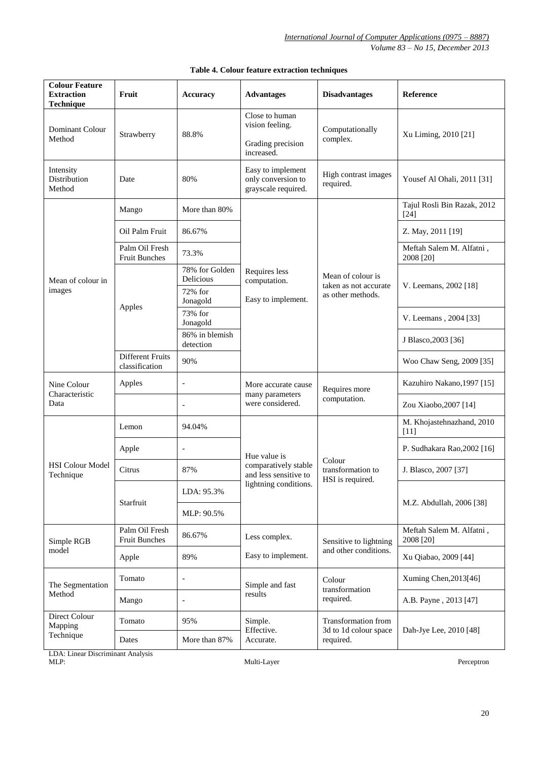**Table 4. Colour feature extraction techniques**

| Colour Feature Extraction Technique | Fruit | Accuracy | Advantages | Disadvantages | Reference |
|---|---|---|---|---|---|
| Dominant Colour Method | Strawberry | 88.8% | Close to human vision feeling. Grading precision increased. | Computationally complex. | Xu Liming, 2010 [21] |
| Intensity Distribution Method | Date | 80% | Easy to implement only conversion to grayscale required. | High contrast images required. | Yousef Al Ohali, 2011 [31] |
| Mean of colour in images | Mango | More than 80% | Requires less computation. Easy to implement. | Mean of colour is taken as not accurate as other methods. | Tajul Rosli Bin Razak, 2012 [24] |
| | Oil Palm Fruit | 86.67% | | | Z. May, 2011 [19] |
| | Palm Oil Fresh Fruit Bunches | 73.3% | | | Meftah Salem M. Alfatni , 2008 [20] |
| | Apples | 78% for Golden Delicious | | | V. Leemans, 2002 [18] |
| | | 72% for Jonagold | | | |
| | | 73% for Jonagold | | | V. Leemans , 2004 [33] |
| | | 86% in blemish detection | | | J Blasco,2003 [36] |
| | Different Fruits classification | 90% | | | Woo Chaw Seng, 2009 [35] |
| Nine Colour Characteristic Data | Apples | - | More accurate cause many parameters were considered. | Requires more computation. | Kazuhiro Nakano,1997 [15] |
| | | - | | | Zou Xiaobo,2007 [14] |
| HSI Colour Model Technique | Lemon | 94.04% | Hue value is comparatively stable and less sensitive to lightning conditions. | Colour transformation to HSI is required. | M. Khojastehnazhand, 2010 [11] |
| | Apple | - | | | P. Sudhakara Rao,2002 [16] |
| | Citrus | 87% | | | J. Blasco, 2007 [37] |
| | Starfruit | LDA: 95.3% | | | M.Z. Abdullah, 2006 [38] |
| | | MLP: 90.5% | | | |
| Simple RGB model | Palm Oil Fresh Fruit Bunches | 86.67% | Less complex. Easy to implement. | Sensitive to lightning and other conditions. | Meftah Salem M. Alfatni , 2008 [20] |
| | Apple | 89% | | | Xu Qiabao, 2009 [44] |
| The Segmentation Method | Tomato | - | Simple and fast results | Colour transformation required. | Xuming Chen,2013[46] |
| | Mango | - | | | A.B. Payne , 2013 [47] |
| Direct Colour Mapping Technique | Tomato | 95% | Simple. Effective. Accurate. | Transformation from 3d to 1d colour space required. | Dah-Jye Lee, 2010 [48] |
| | Dates | More than 87% | | | |

LDA: Linear Discriminant Analysis
MLP: Multi-Layer Perceptron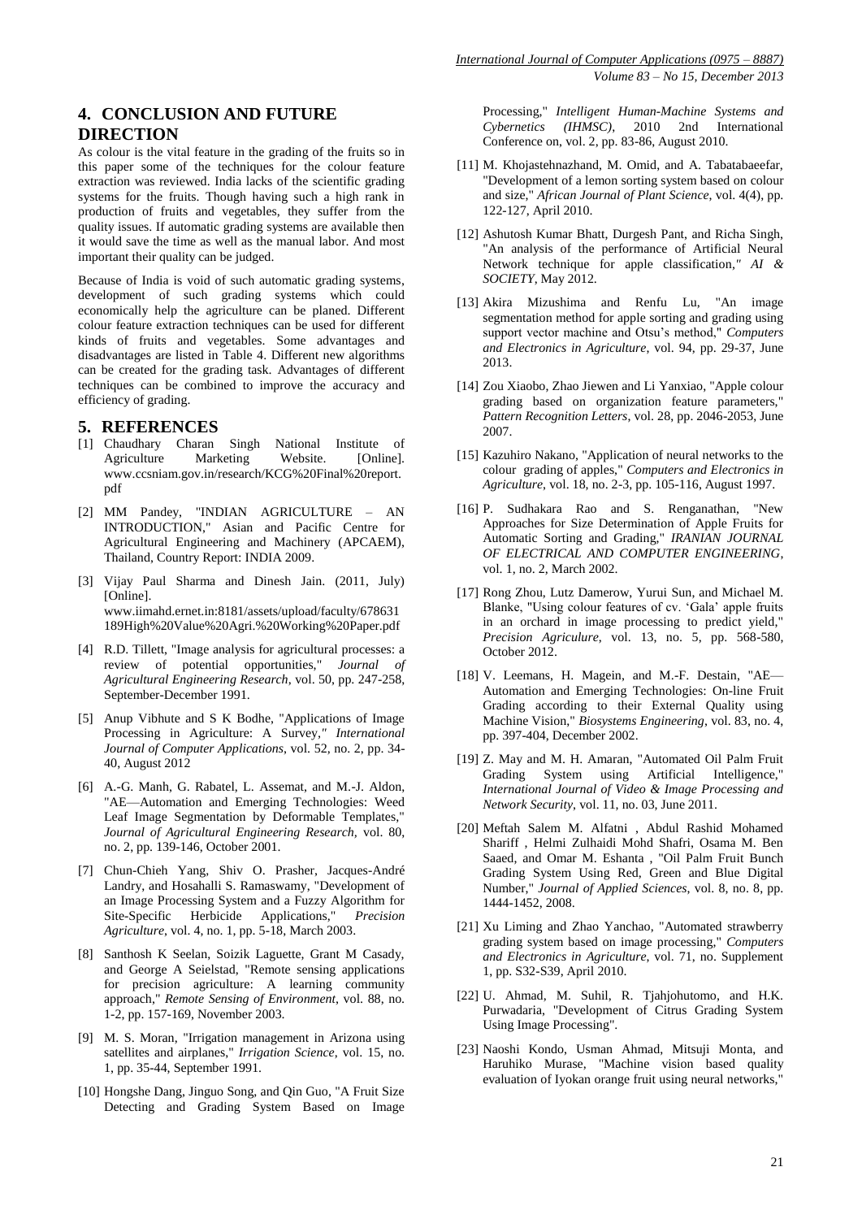## 4. CONCLUSION AND FUTURE DIRECTION

As colour is the vital feature in the grading of the fruits so in this paper some of the techniques for the colour feature extraction was reviewed. India lacks of the scientific grading systems for the fruits. Though having such a high rank in production of fruits and vegetables, they suffer from the quality issues. If automatic grading systems are available then it would save the time as well as the manual labor. And most important their quality can be judged.

Because of India is void of such automatic grading systems, development of such grading systems which could economically help the agriculture can be planed. Different colour feature extraction techniques can be used for different kinds of fruits and vegetables. Some advantages and disadvantages are listed in Table 4. Different new algorithms can be created for the grading task. Advantages of different techniques can be combined to improve the accuracy and efficiency of grading.

## 5. REFERENCES

[1] Chaudhary Charan Singh National Institute of Agriculture Marketing Website. [Online]. www.ccsniam.gov.in/research/KCG%20Final%20report.pdf

[2] MM Pandey, "INDIAN AGRICULTURE – AN INTRODUCTION," Asian and Pacific Centre for Agricultural Engineering and Machinery (APCAEM), Thailand, Country Report: INDIA 2009.

[3] Vijay Paul Sharma and Dinesh Jain. (2011, July) [Online]. www.iimahd.ernet.in:8181/assets/upload/faculty/678631189High%20Value%20Agri.%20Working%20Paper.pdf

[4] R.D. Tillett, "Image analysis for agricultural processes: a review of potential opportunities," *Journal of Agricultural Engineering Research*, vol. 50, pp. 247-258, September-December 1991.

[5] Anup Vibhute and S K Bodhe, "Applications of Image Processing in Agriculture: A Survey," *International Journal of Computer Applications*, vol. 52, no. 2, pp. 34-40, August 2012

[6] A.-G. Manh, G. Rabatel, L. Assemat, and M.-J. Aldon, "AE—Automation and Emerging Technologies: Weed Leaf Image Segmentation by Deformable Templates," *Journal of Agricultural Engineering Research*, vol. 80, no. 2, pp. 139-146, October 2001.

[7] Chun-Chieh Yang, Shiv O. Prasher, Jacques-André Landry, and Hosahalli S. Ramaswamy, "Development of an Image Processing System and a Fuzzy Algorithm for Site-Specific Herbicide Applications," *Precision Agriculture*, vol. 4, no. 1, pp. 5-18, March 2003.

[8] Santhosh K Seelan, Soizik Laguette, Grant M Casady, and George A Seielstad, "Remote sensing applications for precision agriculture: A learning community approach," *Remote Sensing of Environment*, vol. 88, no. 1-2, pp. 157-169, November 2003.

[9] M. S. Moran, "Irrigation management in Arizona using satellites and airplanes," *Irrigation Science*, vol. 15, no. 1, pp. 35-44, September 1991.

[10] Hongshe Dang, Jinguo Song, and Qin Guo, "A Fruit Size Detecting and Grading System Based on Image Processing," *Intelligent Human-Machine Systems and Cybernetics (IHMSC)*, 2010 2nd International Conference on, vol. 2, pp. 83-86, August 2010.

[11] M. Khojastehnazhand, M. Omid, and A. Tabatabaeefar, "Development of a lemon sorting system based on colour and size," *African Journal of Plant Science*, vol. 4(4), pp. 122-127, April 2010.

[12] Ashutosh Kumar Bhatt, Durgesh Pant, and Richa Singh, "An analysis of the performance of Artificial Neural Network technique for apple classification," *AI & SOCIETY*, May 2012.

[13] Akira Mizushima and Renfu Lu, "An image segmentation method for apple sorting and grading using support vector machine and Otsu's method," *Computers and Electronics in Agriculture*, vol. 94, pp. 29-37, June 2013.

[14] Zou Xiaobo, Zhao Jiewen and Li Yanxiao, "Apple colour grading based on organization feature parameters," *Pattern Recognition Letters*, vol. 28, pp. 2046-2053, June 2007.

[15] Kazuhiro Nakano, "Application of neural networks to the colour grading of apples," *Computers and Electronics in Agriculture*, vol. 18, no. 2-3, pp. 105-116, August 1997.

[16] P. Sudhakara Rao and S. Renganathan, "New Approaches for Size Determination of Apple Fruits for Automatic Sorting and Grading," *IRANIAN JOURNAL OF ELECTRICAL AND COMPUTER ENGINEERING*, vol. 1, no. 2, March 2002.

[17] Rong Zhou, Lutz Damerow, Yurui Sun, and Michael M. Blanke, "Using colour features of cv. 'Gala' apple fruits in an orchard in image processing to predict yield," *Precision Agriculure*, vol. 13, no. 5, pp. 568-580, October 2012.

[18] V. Leemans, H. Magein, and M.-F. Destain, "AE—Automation and Emerging Technologies: On-line Fruit Grading according to their External Quality using Machine Vision," *Biosystems Engineering*, vol. 83, no. 4, pp. 397-404, December 2002.

[19] Z. May and M. H. Amaran, "Automated Oil Palm Fruit Grading System using Artificial Intelligence," *International Journal of Video & Image Processing and Network Security*, vol. 11, no. 03, June 2011.

[20] Meftah Salem M. Alfatni , Abdul Rashid Mohamed Shariff , Helmi Zulhaidi Mohd Shafri, Osama M. Ben Saaed, and Omar M. Eshanta , "Oil Palm Fruit Bunch Grading System Using Red, Green and Blue Digital Number," *Journal of Applied Sciences*, vol. 8, no. 8, pp. 1444-1452, 2008.

[21] Xu Liming and Zhao Yanchao, "Automated strawberry grading system based on image processing," *Computers and Electronics in Agriculture*, vol. 71, no. Supplement 1, pp. S32-S39, April 2010.

[22] U. Ahmad, M. Suhil, R. Tjahjohutomo, and H.K. Purwadaria, "Development of Citrus Grading System Using Image Processing".

[23] Naoshi Kondo, Usman Ahmad, Mitsuji Monta, and Haruhiko Murase, "Machine vision based quality evaluation of Iyokan orange fruit using neural networks,"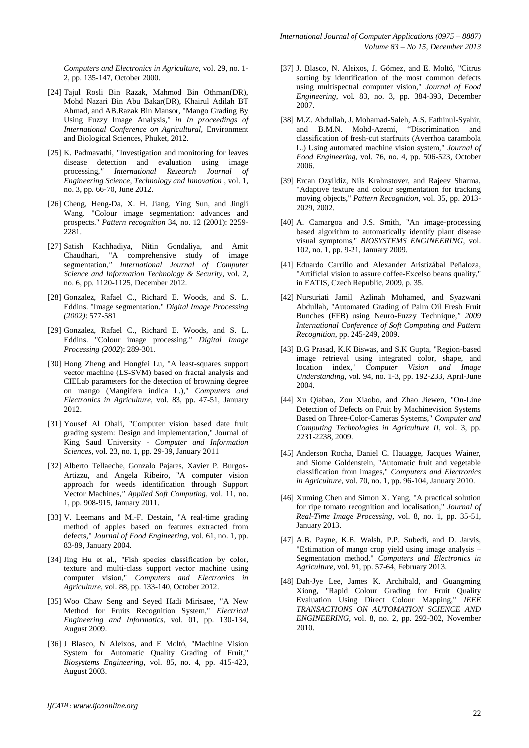*Computers and Electronics in Agriculture*, vol. 29, no. 1-2, pp. 135-147, October 2000.

[24] Tajul Rosli Bin Razak, Mahmod Bin Othman(DR), Mohd Nazari Bin Abu Bakar(DR), Khairul Adilah BT Ahmad, and AB.Razak Bin Mansor, "Mango Grading By Using Fuzzy Image Analysis," *in In proceedings of International Conference on Agricultural*, Environment and Biological Sciences, Phuket, 2012.

[25] K. Padmavathi, "Investigation and monitoring for leaves disease detection and evaluation using image processing," *International Research Journal of Engineering Science, Technology and Innovation* , vol. 1, no. 3, pp. 66-70, June 2012.

[26] Cheng, Heng-Da, X. H. Jiang, Ying Sun, and Jingli Wang. "Colour image segmentation: advances and prospects." *Pattern recognition* 34, no. 12 (2001): 2259-2281.

[27] Satish Kachhadiya, Nitin Gondaliya, and Amit Chaudhari, "A comprehensive study of image segmentation," *International Journal of Computer Science and Information Technology & Security*, vol. 2, no. 6, pp. 1120-1125, December 2012.

[28] Gonzalez, Rafael C., Richard E. Woods, and S. L. Eddins. "Image segmentation." *Digital Image Processing (2002)*: 577-581

[29] Gonzalez, Rafael C., Richard E. Woods, and S. L. Eddins. "Colour image processing." *Digital Image Processing (2002)*: 289-301.

[30] Hong Zheng and Hongfei Lu, "A least-squares support vector machine (LS-SVM) based on fractal analysis and CIELab parameters for the detection of browning degree on mango (Mangifera indica L.)," *Computers and Electronics in Agriculture*, vol. 83, pp. 47-51, January 2012.

[31] Yousef Al Ohali, "Computer vision based date fruit grading system: Design and implementation," Journal of King Saud University - *Computer and Information Sciences*, vol. 23, no. 1, pp. 29-39, January 2011

[32] Alberto Tellaeche, Gonzalo Pajares, Xavier P. Burgos-Artizzu, and Angela Ribeiro, "A computer vision approach for weeds identification through Support Vector Machines," *Applied Soft Computing*, vol. 11, no. 1, pp. 908-915, January 2011.

[33] V. Leemans and M.-F. Destain, "A real-time grading method of apples based on features extracted from defects," *Journal of Food Engineering*, vol. 61, no. 1, pp. 83-89, January 2004.

[34] Jing Hu et al., "Fish species classification by color, texture and multi-class support vector machine using computer vision," *Computers and Electronics in Agriculture*, vol. 88, pp. 133-140, October 2012.

[35] Woo Chaw Seng and Seyed Hadi Mirisaee, "A New Method for Fruits Recognition System," *Electrical Engineering and Informatics*, vol. 01, pp. 130-134, August 2009.

[36] J Blasco, N Aleixos, and E Moltó, "Machine Vision System for Automatic Quality Grading of Fruit," *Biosystems Engineering*, vol. 85, no. 4, pp. 415-423, August 2003.

[37] J. Blasco, N. Aleixos, J. Gómez, and E. Moltó, "Citrus sorting by identification of the most common defects using multispectral computer vision," *Journal of Food Engineering*, vol. 83, no. 3, pp. 384-393, December 2007.

[38] M.Z. Abdullah, J. Mohamad-Saleh, A.S. Fathinul-Syahir, and B.M.N. Mohd-Azemi, "Discrimination and classification of fresh-cut starfruits (Averrhoa carambola L.) Using automated machine vision system," *Journal of Food Engineering*, vol. 76, no. 4, pp. 506-523, October 2006.

[39] Ercan Ozyildiz, Nils Krahnstover, and Rajeev Sharma, "Adaptive texture and colour segmentation for tracking moving objects," *Pattern Recognition*, vol. 35, pp. 2013-2029, 2002.

[40] A. Camargoa and J.S. Smith, "An image-processing based algorithm to automatically identify plant disease visual symptoms," *BIOSYSTEMS ENGINEERING*, vol. 102, no. 1, pp. 9-21, January 2009.

[41] Eduardo Carrillo and Alexander Aristizábal Peñaloza, "Artificial vision to assure coffee-Excelso beans quality," in EATIS, Czech Republic, 2009, p. 35.

[42] Nursuriati Jamil, Azlinah Mohamed, and Syazwani Abdullah, "Automated Grading of Palm Oil Fresh Fruit Bunches (FFB) using Neuro-Fuzzy Technique," *2009 International Conference of Soft Computing and Pattern Recognition*, pp. 245-249, 2009.

[43] B.G Prasad, K.K Biswas, and S.K Gupta, "Region-based image retrieval using integrated color, shape, and location index," *Computer Vision and Image Understanding*, vol. 94, no. 1-3, pp. 192-233, April-June 2004.

[44] Xu Qiabao, Zou Xiaobo, and Zhao Jiewen, "On-Line Detection of Defects on Fruit by Machinevision Systems Based on Three-Color-Cameras Systems," *Computer and Computing Technologies in Agriculture II*, vol. 3, pp. 2231-2238, 2009.

[45] Anderson Rocha, Daniel C. Hauagge, Jacques Wainer, and Siome Goldenstein, "Automatic fruit and vegetable classification from images," *Computers and Electronics in Agriculture*, vol. 70, no. 1, pp. 96-104, January 2010.

[46] Xuming Chen and Simon X. Yang, "A practical solution for ripe tomato recognition and localisation," *Journal of Real-Time Image Processing*, vol. 8, no. 1, pp. 35-51, January 2013.

[47] A.B. Payne, K.B. Walsh, P.P. Subedi, and D. Jarvis, "Estimation of mango crop yield using image analysis – Segmentation method," *Computers and Electronics in Agriculture*, vol. 91, pp. 57-64, February 2013.

[48] Dah-Jye Lee, James K. Archibald, and Guangming Xiong, "Rapid Colour Grading for Fruit Quality Evaluation Using Direct Colour Mapping," *IEEE TRANSACTIONS ON AUTOMATION SCIENCE AND ENGINEERING*, vol. 8, no. 2, pp. 292-302, November 2010.